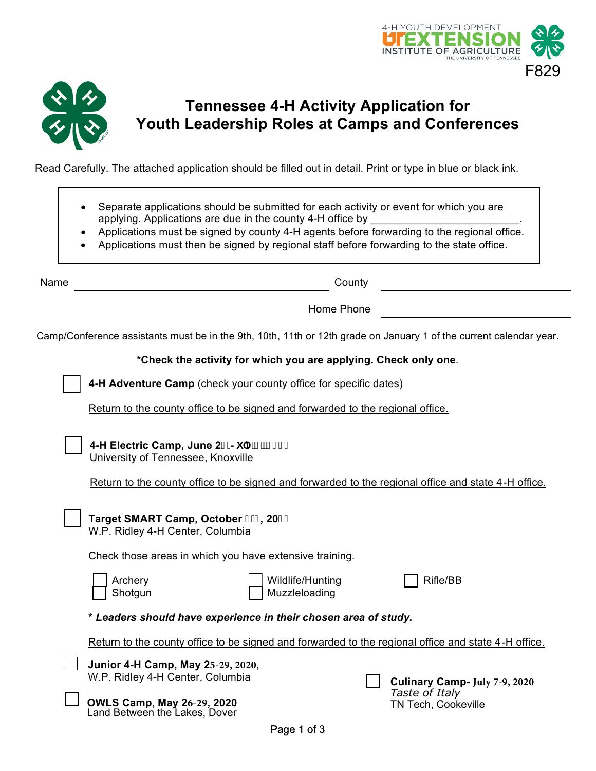4-H YOUTH DEVELOPMENT
UT EXTENSION
INSTITUTE OF AGRICULTURE
THE UNIVERSITY OF TENNESSEE

F829

# Tennessee 4-H Activity Application for Youth Leadership Roles at Camps and Conferences

Read Carefully. The attached application should be filled out in detail. Print or type in blue or black ink.

- Separate applications should be submitted for each activity or event for which you are applying. Applications are due in the county 4-H office by ________________________.
- Applications must be signed by county 4-H agents before forwarding to the regional office.
- Applications must then be signed by regional staff before forwarding to the state office.

Name ______________________________ County ______________________________

Home Phone ______________________________

Camp/Conference assistants must be in the 9th, 10th, 11th or 12th grade on January 1 of the current calendar year.

**\*Check the activity for which you are applying. Check only one**.

☐ **4-H Adventure Camp** (check your county office for specific dates)

Return to the county office to be signed and forwarded to the regional office.

☐ **4-H Electric Camp, June 2 - X**
University of Tennessee, Knoxville

Return to the county office to be signed and forwarded to the regional office and state 4-H office.

☐ **Target SMART Camp, October , 20**
W.P. Ridley 4-H Center, Columbia

Check those areas in which you have extensive training.

☐ Archery
☐ Shotgun
☐ Wildlife/Hunting
☐ Muzzleloading
☐ Rifle/BB

**\*** ***Leaders should have experience in their chosen area of study.***

Return to the county office to be signed and forwarded to the regional office and state 4-H office.

☐ **Junior 4-H Camp, May 25-29, 2020,**
W.P. Ridley 4-H Center, Columbia

☐ **OWLS Camp, May 26-29, 2020**
Land Between the Lakes, Dover

☐ **Culinary Camp- July 7-9, 2020**
*Taste of Italy*
TN Tech, Cookeville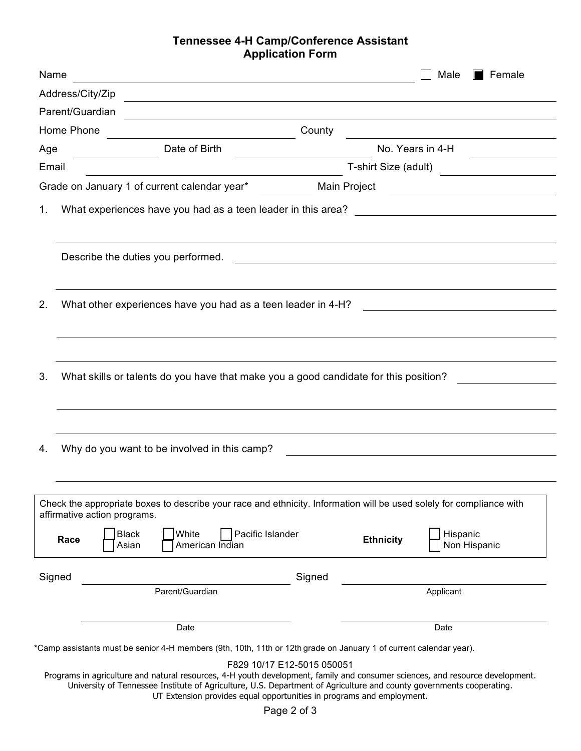# Tennessee 4-H Camp/Conference Assistant Application Form

Name ______________________________ ☐ Male ☒ Female

Address/City/Zip ______________________________

Parent/Guardian ______________________________

Home Phone ______________________ County ______________________

Age __________ Date of Birth ______________ No. Years in 4-H __________

Email ______________________________ T-shirt Size (adult) __________

Grade on January 1 of current calendar year* ________ Main Project ______________________

1. What experiences have you had as a teen leader in this area? ______________________________

   ______________________________

   Describe the duties you performed. ______________________________

   ______________________________

2. What other experiences have you had as a teen leader in 4-H? ______________________________

   ______________________________

   ______________________________

3. What skills or talents do you have that make you a good candidate for this position? __________

   ______________________________

   ______________________________

4. Why do you want to be involved in this camp? ______________________________

   ______________________________

Check the appropriate boxes to describe your race and ethnicity. Information will be used solely for compliance with affirmative action programs.

**Race** ☐ Black ☐ White ☐ Pacific Islander ☐ Asian ☐ American Indian

**Ethnicity** ☐ Hispanic ☐ Non Hispanic

Signed ______________________________ Signed ______________________________
Parent/Guardian Applicant

______________________________ ______________________________
Date Date

*Camp assistants must be senior 4-H members (9th, 10th, 11th or 12th grade on January 1 of current calendar year).

F829 10/17 E12-5015 050051

Programs in agriculture and natural resources, 4-H youth development, family and consumer sciences, and resource development.
University of Tennessee Institute of Agriculture, U.S. Department of Agriculture and county governments cooperating.
UT Extension provides equal opportunities in programs and employment.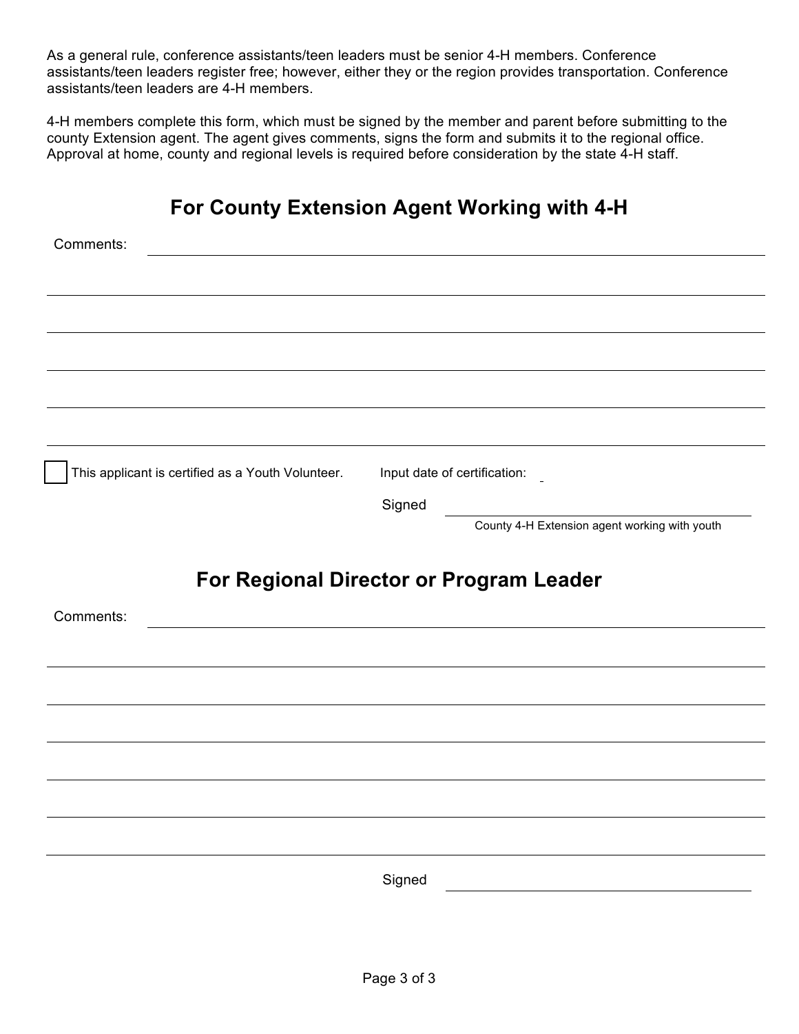As a general rule, conference assistants/teen leaders must be senior 4-H members. Conference assistants/teen leaders register free; however, either they or the region provides transportation. Conference assistants/teen leaders are 4-H members.

4-H members complete this form, which must be signed by the member and parent before submitting to the county Extension agent. The agent gives comments, signs the form and submits it to the regional office. Approval at home, county and regional levels is required before consideration by the state 4-H staff.

## For County Extension Agent Working with 4-H

Comments: ____________________________________________

____________________________________________

____________________________________________

____________________________________________

____________________________________________

____________________________________________

☐ This applicant is certified as a Youth Volunteer. Input date of certification: ______

Signed ____________________________________________
County 4-H Extension agent working with youth

## For Regional Director or Program Leader

Comments: ____________________________________________

____________________________________________

____________________________________________

____________________________________________

____________________________________________

____________________________________________

____________________________________________

Signed ____________________________________________